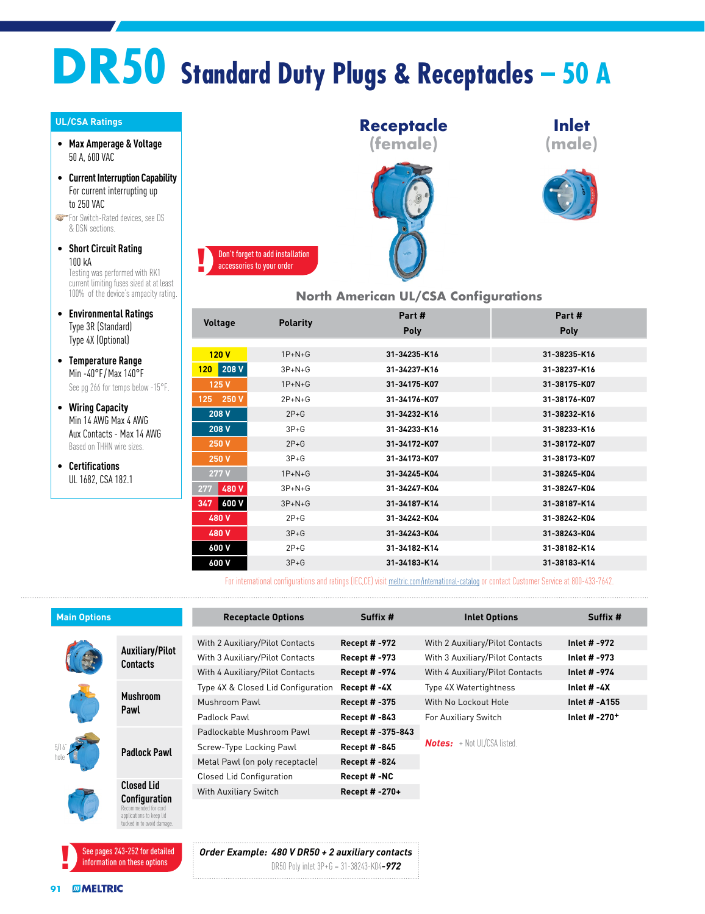# DR50 Standard Duty Plugs & Receptacles – 50 A

## UL/CSA Ratings

- **Max Amperage & Voltage**
  50 A, 600 VAC
- **Current Interruption Capability**
  For current interrupting up to 250 VAC
  For Switch-Rated devices, see DS & DSN sections.
- **Short Circuit Rating**
  100 kA
  Testing was performed with RK1 current limiting fuses sized at at least 100% of the device's ampacity rating.
- **Environmental Ratings**
  Type 3R (Standard)
  Type 4X (Optional)
- **Temperature Range**
  Min -40°F / Max 140°F
  See pg 266 for temps below -15°F.
- **Wiring Capacity**
  Min 14 AWG Max 4 AWG
  Aux Contacts - Max 14 AWG
  Based on THHN wire sizes.
- **Certifications**
  UL 1682, CSA 182.1

**Receptacle (female)** | **Inlet (male)**

! Don't forget to add installation accessories to your order

### North American UL/CSA Configurations

| Voltage | Polarity | Receptacle Part # Poly | Inlet Part # Poly |
|---|---|---|---|
| 120 V | 1P+N+G | 31-34235-K16 | 31-38235-K16 |
| 120 208 V | 3P+N+G | 31-34237-K16 | 31-38237-K16 |
| 125 V | 1P+N+G | 31-34175-K07 | 31-38175-K07 |
| 125 250 V | 2P+N+G | 31-34176-K07 | 31-38176-K07 |
| 208 V | 2P+G | 31-34232-K16 | 31-38232-K16 |
| 208 V | 3P+G | 31-34233-K16 | 31-38233-K16 |
| 250 V | 2P+G | 31-34172-K07 | 31-38172-K07 |
| 250 V | 3P+G | 31-34173-K07 | 31-38173-K07 |
| 277 V | 1P+N+G | 31-34245-K04 | 31-38245-K04 |
| 277 480 V | 3P+N+G | 31-34247-K04 | 31-38247-K04 |
| 347 600 V | 3P+N+G | 31-34187-K14 | 31-38187-K14 |
| 480 V | 2P+G | 31-34242-K04 | 31-38242-K04 |
| 480 V | 3P+G | 31-34243-K04 | 31-38243-K04 |
| 600 V | 2P+G | 31-34182-K14 | 31-38182-K14 |
| 600 V | 3P+G | 31-34183-K14 | 31-38183-K14 |

For international configurations and ratings (IEC,CE) visit meltric.com/international-catalog or contact Customer Service at 800-433-7642.

## Main Options

- **Auxiliary/Pilot Contacts**
- **Mushroom Pawl**
- **Padlock Pawl** (5/16" hole)
- **Closed Lid Configuration** — Recommended for cord applications to keep lid tucked in to avoid damage.

| Receptacle Options | Suffix # | Inlet Options | Suffix # |
|---|---|---|---|
| With 2 Auxiliary/Pilot Contacts | Recept # -972 | With 2 Auxiliary/Pilot Contacts | Inlet # -972 |
| With 3 Auxiliary/Pilot Contacts | Recept # -973 | With 3 Auxiliary/Pilot Contacts | Inlet # -973 |
| With 4 Auxiliary/Pilot Contacts | Recept # -974 | With 4 Auxiliary/Pilot Contacts | Inlet # -974 |
| Type 4X & Closed Lid Configuration | Recept # -4X | Type 4X Watertightness | Inlet # -4X |
| Mushroom Pawl | Recept # -375 | With No Lockout Hole | Inlet # -A155 |
| Padlock Pawl | Recept # -843 | For Auxiliary Switch | Inlet # -270+ |
| Padlockable Mushroom Pawl | Recept # -375-843 | | |
| Screw-Type Locking Pawl | Recept # -845 | | |
| Metal Pawl (on poly receptacle) | Recept # -824 | | |
| Closed Lid Configuration | Recept # -NC | | |
| With Auxiliary Switch | Recept # -270+ | | |

**Notes:** + Not UL/CSA listed.

! See pages 243-252 for detailed information on these options

***Order Example: 480 V DR50 + 2 auxiliary contacts***
DR50 Poly inlet 3P+G = 31-38243-K04-***972***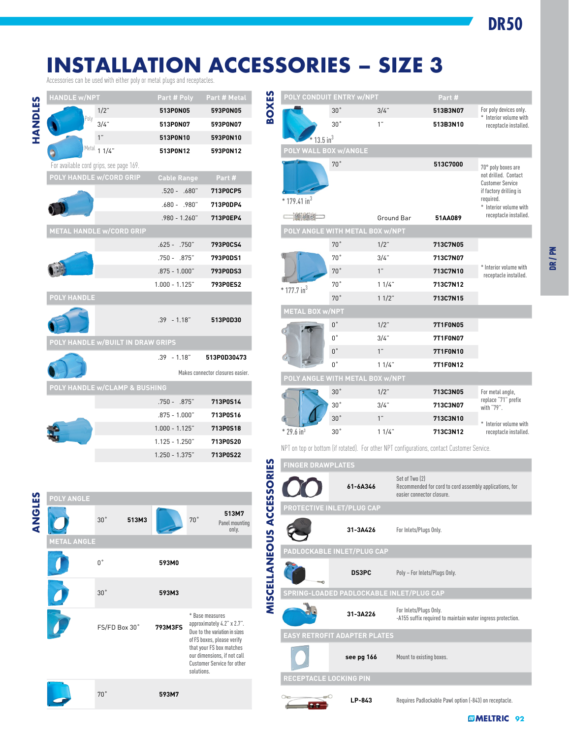# INSTALLATION ACCESSORIES – SIZE 3

Accessories can be used with either poly or metal plugs and receptacles.

## HANDLES

| HANDLE w/NPT | | Part # Poly | Part # Metal |
|---|---|---|---|
| Poly | 1/2" | 513P0N05 | 593P0N05 |
| | 3/4" | 513P0N07 | 593P0N07 |
| | 1" | 513P0N10 | 593P0N10 |
| Metal | 1 1/4" | 513P0N12 | 593P0N12 |

For available cord grips, see page 169.

| POLY HANDLE w/CORD GRIP | Cable Range | Part # |
|---|---|---|
| | .520 - .680" | 713P0CP5 |
| | .680 - .980" | 713P0DP4 |
| | .980 - 1.260" | 713P0EP4 |

| METAL HANDLE w/CORD GRIP | Cable Range | Part # |
|---|---|---|
| | .625 - .750" | 793P0CS4 |
| | .750 - .875" | 793P0DS1 |
| | .875 - 1.000" | 793P0DS3 |
| | 1.000 - 1.125" | 793P0ES2 |

| POLY HANDLE | Cable Range | Part # |
|---|---|---|
| | .39 - 1.18" | 513P0D30 |

| POLY HANDLE w/BUILT IN DRAW GRIPS | Cable Range | Part # |
|---|---|---|
| | .39 - 1.18" | 513P0D30473 |

Makes connector closures easier.

| POLY HANDLE w/CLAMP & BUSHING | Cable Range | Part # |
|---|---|---|
| | .750 - .875" | 713P0S14 |
| | .875 - 1.000" | 713P0S16 |
| | 1.000 - 1.125" | 713P0S18 |
| | 1.125 - 1.250" | 713P0S20 |
| | 1.250 - 1.375" | 713P0S22 |

## ANGLES

| POLY ANGLE | | | |
|---|---|---|---|
| 30˚ | 513M3 | 70˚ | 513M7 Panel mounting only. |

| METAL ANGLE | | | |
|---|---|---|---|
| 0˚ | 593M0 | | |
| 30˚ | 593M3 | | |
| FS/FD Box 30˚ | 793M3FS | * Base measures approximately 4.2" x 2.7". Due to the variation in sizes of FS boxes, please verify that your FS box matches our dimensions, if not call Customer Service for other solutions. | |
| 70˚ | 593M7 | | |

## BOXES

| POLY CONDUIT ENTRY w/NPT | | Part # | |
|---|---|---|---|
| 30˚ | 3/4" | 513B3N07 | For poly devices only. * Interior volume with receptacle installed. |
| 30˚ | 1" | 513B3N10 | |

* 13.5 in³

| POLY WALL BOX w/ANGLE | | Part # | |
|---|---|---|---|
| 70˚ | | 513C7000 | 70˚ poly boxes are not drilled. Contact Customer Service if factory drilling is required. * Interior volume with receptacle installed. |
| | Ground Bar | 51AA089 | |

* 179.41 in³

| POLY ANGLE WITH METAL BOX w/NPT | | Part # | |
|---|---|---|---|
| 70˚ | 1/2" | 713C7N05 | * Interior volume with receptacle installed. |
| 70˚ | 3/4" | 713C7N07 | |
| 70˚ | 1" | 713C7N10 | |
| 70˚ | 1 1/4" | 713C7N12 | |
| 70˚ | 1 1/2" | 713C7N15 | |

* 177.7 in³

| METAL BOX w/NPT | | Part # |
|---|---|---|
| 0˚ | 1/2" | 7T1F0N05 |
| 0˚ | 3/4" | 7T1F0N07 |
| 0˚ | 1" | 7T1F0N10 |
| 0˚ | 1 1/4" | 7T1F0N12 |

| POLY ANGLE WITH METAL BOX w/NPT | | Part # | |
|---|---|---|---|
| 30˚ | 1/2" | 713C3N05 | For metal angle, replace "71" prefix with "79". * Interior volume with receptacle installed. |
| 30˚ | 3/4" | 713C3N07 | |
| 30˚ | 1" | 713C3N10 | |
| 30˚ | 1 1/4" | 713C3N12 | |

* 29.6 in³

NPT on top or bottom (if rotated). For other NPT configurations, contact Customer Service.

## MISCELLANEOUS ACCESSORIES

| Item | Part # | Notes |
|---|---|---|
| FINGER DRAWPLATES | 61-6A346 | Set of Two (2) Recommended for cord to cord assembly applications, for easier connector closure. |
| PROTECTIVE INLET/PLUG CAP | 31-3A426 | For Inlets/Plugs Only. |
| PADLOCKABLE INLET/PLUG CAP | DS3PC | Poly – For Inlets/Plugs Only. |
| SPRING-LOADED PADLOCKABLE INLET/PLUG CAP | 31-3A226 | For Inlets/Plugs Only. -A155 suffix required to maintain water ingress protection. |
| EASY RETROFIT ADAPTER PLATES | see pg 166 | Mount to existing boxes. |
| RECEPTACLE LOCKING PIN | LP-843 | Requires Padlockable Pawl option (-843) on receptacle. |